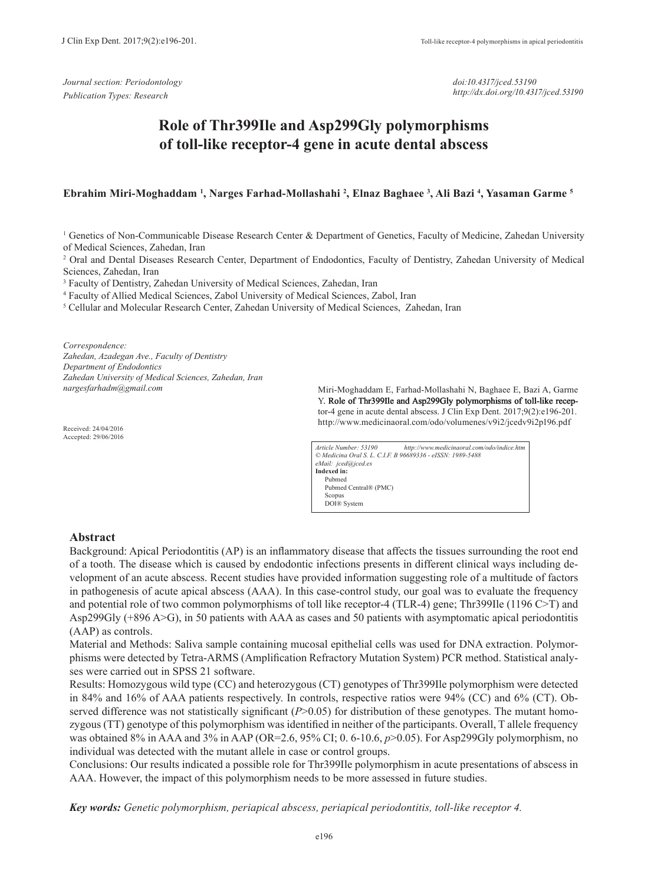*Journal section: Periodontology*
*Publication Types: Research*

*doi:10.4317/jced.53190*
*http://dx.doi.org/10.4317/jced.53190*

# Role of Thr399Ile and Asp299Gly polymorphisms of toll-like receptor-4 gene in acute dental abscess

**Ebrahim Miri-Moghaddam [1], Narges Farhad-Mollashahi [2], Elnaz Baghaee [3], Ali Bazi [4], Yasaman Garme [5]**

[1] Genetics of Non-Communicable Disease Research Center & Department of Genetics, Faculty of Medicine, Zahedan University of Medical Sciences, Zahedan, Iran
[2] Oral and Dental Diseases Research Center, Department of Endodontics, Faculty of Dentistry, Zahedan University of Medical Sciences, Zahedan, Iran
[3] Faculty of Dentistry, Zahedan University of Medical Sciences, Zahedan, Iran
[4] Faculty of Allied Medical Sciences, Zabol University of Medical Sciences, Zabol, Iran
[5] Cellular and Molecular Research Center, Zahedan University of Medical Sciences, Zahedan, Iran

*Correspondence:*
*Zahedan, Azadegan Ave., Faculty of Dentistry*
*Department of Endodontics*
*Zahedan University of Medical Sciences, Zahedan, Iran*
*nargesfarhadm@gmail.com*

Received: 24/04/2016
Accepted: 29/06/2016

Miri-Moghaddam E, Farhad-Mollashahi N, Baghaee E, Bazi A, Garme Y. Role of Thr399Ile and Asp299Gly polymorphisms of toll-like receptor-4 gene in acute dental abscess. J Clin Exp Dent. 2017;9(2):e196-201.
http://www.medicinaoral.com/odo/volumenes/v9i2/jcedv9i2p196.pdf

*Article Number: 53190 http://www.medicinaoral.com/odo/indice.htm*
*© Medicina Oral S. L. C.I.F. B 96689336 - eISSN: 1989-5488*
*eMail: jced@jced.es*
**Indexed in:**
Pubmed
Pubmed Central® (PMC)
Scopus
DOI® System

## Abstract

Background: Apical Periodontitis (AP) is an inflammatory disease that affects the tissues surrounding the root end of a tooth. The disease which is caused by endodontic infections presents in different clinical ways including development of an acute abscess. Recent studies have provided information suggesting role of a multitude of factors in pathogenesis of acute apical abscess (AAA). In this case-control study, our goal was to evaluate the frequency and potential role of two common polymorphisms of toll like receptor-4 (TLR-4) gene; Thr399Ile (1196 C>T) and Asp299Gly (+896 A>G), in 50 patients with AAA as cases and 50 patients with asymptomatic apical periodontitis (AAP) as controls.

Material and Methods: Saliva sample containing mucosal epithelial cells was used for DNA extraction. Polymorphisms were detected by Tetra-ARMS (Amplification Refractory Mutation System) PCR method. Statistical analyses were carried out in SPSS 21 software.

Results: Homozygous wild type (CC) and heterozygous (CT) genotypes of Thr399Ile polymorphism were detected in 84% and 16% of AAA patients respectively. In controls, respective ratios were 94% (CC) and 6% (CT). Observed difference was not statistically significant ($P>0.05$) for distribution of these genotypes. The mutant homozygous (TT) genotype of this polymorphism was identified in neither of the participants. Overall, T allele frequency was obtained 8% in AAA and 3% in AAP (OR=2.6, 95% CI; 0. 6-10.6, $p>0.05$). For Asp299Gly polymorphism, no individual was detected with the mutant allele in case or control groups.

Conclusions: Our results indicated a possible role for Thr399Ile polymorphism in acute presentations of abscess in AAA. However, the impact of this polymorphism needs to be more assessed in future studies.

***Key words:*** *Genetic polymorphism, periapical abscess, periapical periodontitis, toll-like receptor 4.*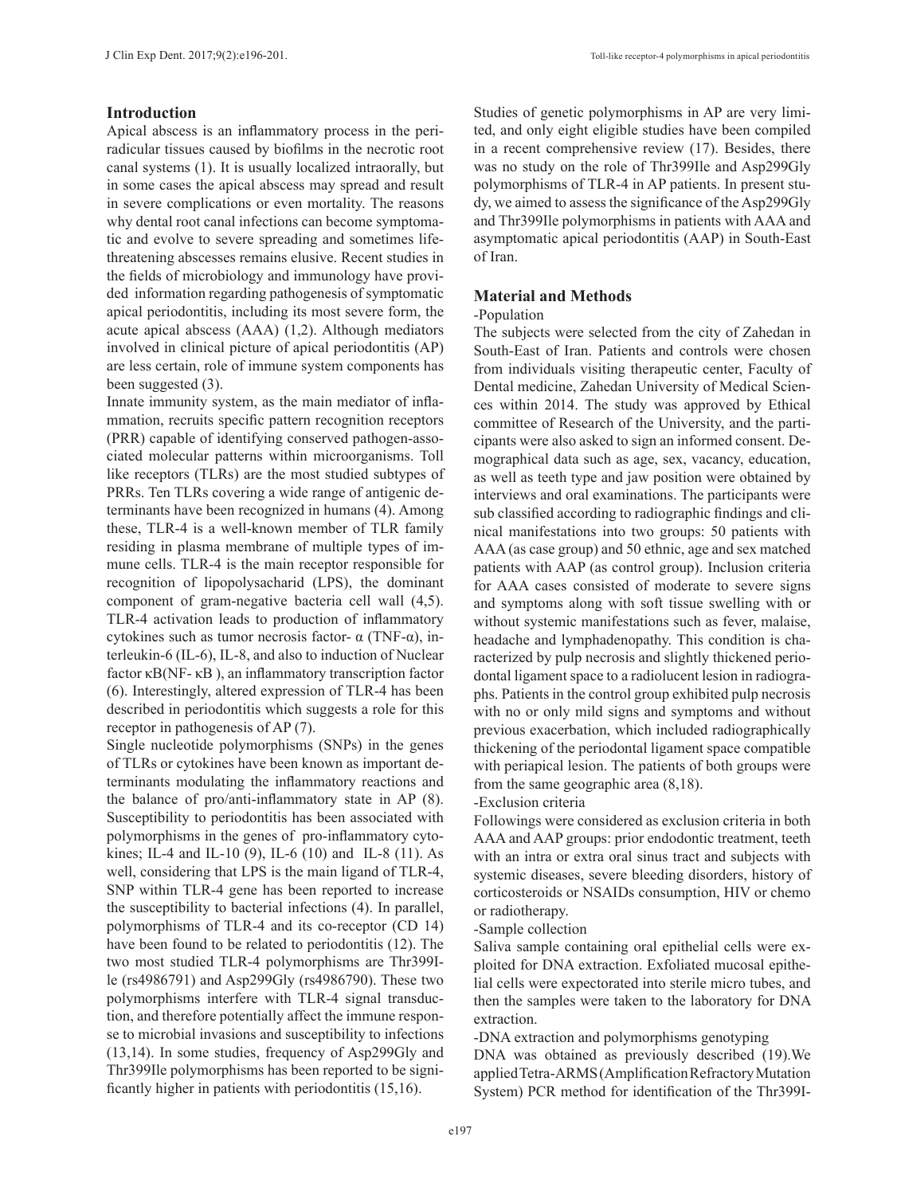## Introduction

Apical abscess is an inflammatory process in the periradicular tissues caused by biofilms in the necrotic root canal systems (1). It is usually localized intraorally, but in some cases the apical abscess may spread and result in severe complications or even mortality. The reasons why dental root canal infections can become symptomatic and evolve to severe spreading and sometimes life-threatening abscesses remains elusive. Recent studies in the fields of microbiology and immunology have provided information regarding pathogenesis of symptomatic apical periodontitis, including its most severe form, the acute apical abscess (AAA) (1,2). Although mediators involved in clinical picture of apical periodontitis (AP) are less certain, role of immune system components has been suggested (3).

Innate immunity system, as the main mediator of inflammation, recruits specific pattern recognition receptors (PRR) capable of identifying conserved pathogen-associated molecular patterns within microorganisms. Toll like receptors (TLRs) are the most studied subtypes of PRRs. Ten TLRs covering a wide range of antigenic determinants have been recognized in humans (4). Among these, TLR-4 is a well-known member of TLR family residing in plasma membrane of multiple types of immune cells. TLR-4 is the main receptor responsible for recognition of lipopolysacharid (LPS), the dominant component of gram-negative bacteria cell wall (4,5). TLR-4 activation leads to production of inflammatory cytokines such as tumor necrosis factor- α (TNF-α), interleukin-6 (IL-6), IL-8, and also to induction of Nuclear factor κB(NF- κB ), an inflammatory transcription factor (6). Interestingly, altered expression of TLR-4 has been described in periodontitis which suggests a role for this receptor in pathogenesis of AP (7).

Single nucleotide polymorphisms (SNPs) in the genes of TLRs or cytokines have been known as important determinants modulating the inflammatory reactions and the balance of pro/anti-inflammatory state in AP (8). Susceptibility to periodontitis has been associated with polymorphisms in the genes of pro-inflammatory cytokines; IL-4 and IL-10 (9), IL-6 (10) and IL-8 (11). As well, considering that LPS is the main ligand of TLR-4, SNP within TLR-4 gene has been reported to increase the susceptibility to bacterial infections (4). In parallel, polymorphisms of TLR-4 and its co-receptor (CD 14) have been found to be related to periodontitis (12). The two most studied TLR-4 polymorphisms are Thr399Ile (rs4986791) and Asp299Gly (rs4986790). These two polymorphisms interfere with TLR-4 signal transduction, and therefore potentially affect the immune response to microbial invasions and susceptibility to infections (13,14). In some studies, frequency of Asp299Gly and Thr399Ile polymorphisms has been reported to be significantly higher in patients with periodontitis (15,16).

Studies of genetic polymorphisms in AP are very limited, and only eight eligible studies have been compiled in a recent comprehensive review (17). Besides, there was no study on the role of Thr399Ile and Asp299Gly polymorphisms of TLR-4 in AP patients. In present study, we aimed to assess the significance of the Asp299Gly and Thr399Ile polymorphisms in patients with AAA and asymptomatic apical periodontitis (AAP) in South-East of Iran.

## Material and Methods

-Population

The subjects were selected from the city of Zahedan in South-East of Iran. Patients and controls were chosen from individuals visiting therapeutic center, Faculty of Dental medicine, Zahedan University of Medical Sciences within 2014. The study was approved by Ethical committee of Research of the University, and the participants were also asked to sign an informed consent. Demographical data such as age, sex, vacancy, education, as well as teeth type and jaw position were obtained by interviews and oral examinations. The participants were sub classified according to radiographic findings and clinical manifestations into two groups: 50 patients with AAA (as case group) and 50 ethnic, age and sex matched patients with AAP (as control group). Inclusion criteria for AAA cases consisted of moderate to severe signs and symptoms along with soft tissue swelling with or without systemic manifestations such as fever, malaise, headache and lymphadenopathy. This condition is characterized by pulp necrosis and slightly thickened periodontal ligament space to a radiolucent lesion in radiographs. Patients in the control group exhibited pulp necrosis with no or only mild signs and symptoms and without previous exacerbation, which included radiographically thickening of the periodontal ligament space compatible with periapical lesion. The patients of both groups were from the same geographic area (8,18).

-Exclusion criteria

Followings were considered as exclusion criteria in both AAA and AAP groups: prior endodontic treatment, teeth with an intra or extra oral sinus tract and subjects with systemic diseases, severe bleeding disorders, history of corticosteroids or NSAIDs consumption, HIV or chemo or radiotherapy.

-Sample collection

Saliva sample containing oral epithelial cells were exploited for DNA extraction. Exfoliated mucosal epithelial cells were expectorated into sterile micro tubes, and then the samples were taken to the laboratory for DNA extraction.

-DNA extraction and polymorphisms genotyping

DNA was obtained as previously described (19).We applied Tetra-ARMS (Amplification Refractory Mutation System) PCR method for identification of the Thr399I-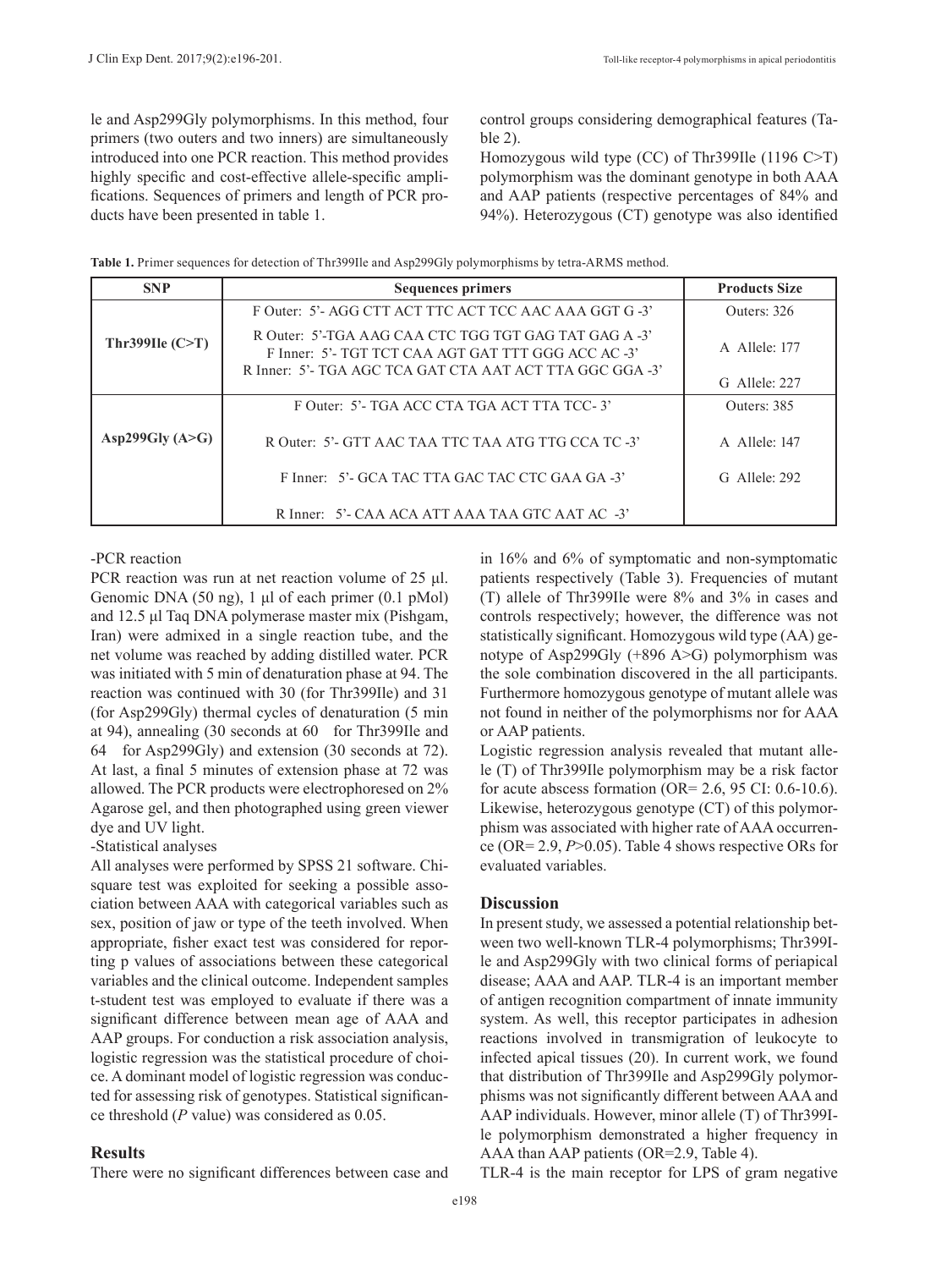le and Asp299Gly polymorphisms. In this method, four primers (two outers and two inners) are simultaneously introduced into one PCR reaction. This method provides highly specific and cost-effective allele-specific amplifications. Sequences of primers and length of PCR products have been presented in table 1.

**Table 1.** Primer sequences for detection of Thr399Ile and Asp299Gly polymorphisms by tetra-ARMS method.

| SNP | Sequences primers | Products Size |
|---|---|---|
| Thr399Ile (C>T) | F Outer: 5'- AGG CTT ACT TTC ACT TCC AAC AAA GGT G -3' | Outers: 326 |
| | R Outer: 5'-TGA AAG CAA CTC TGG TGT GAG TAT GAG A -3'<br>F Inner: 5'- TGT TCT CAA AGT GAT TTT GGG ACC AC -3'<br>R Inner: 5'- TGA AGC TCA GAT CTA AAT ACT TTA GGC GGA -3' | A Allele: 177 |
| | | G Allele: 227 |
| Asp299Gly (A>G) | F Outer: 5'- TGA ACC CTA TGA ACT TTA TCC- 3' | Outers: 385 |
| | R Outer: 5'- GTT AAC TAA TTC TAA ATG TTG CCA TC -3' | A Allele: 147 |
| | F Inner: 5'- GCA TAC TTA GAC TAC CTC GAA GA -3' | G Allele: 292 |
| | R Inner: 5'- CAA ACA ATT AAA TAA GTC AAT AC -3' | |

-PCR reaction

PCR reaction was run at net reaction volume of 25 µl. Genomic DNA (50 ng), 1 µl of each primer (0.1 pMol) and 12.5 µl Taq DNA polymerase master mix (Pishgam, Iran) were admixed in a single reaction tube, and the net volume was reached by adding distilled water. PCR was initiated with 5 min of denaturation phase at 94. The reaction was continued with 30 (for Thr399Ile) and 31 (for Asp299Gly) thermal cycles of denaturation (5 min at 94), annealing (30 seconds at 60 for Thr399Ile and 64 for Asp299Gly) and extension (30 seconds at 72). At last, a final 5 minutes of extension phase at 72 was allowed. The PCR products were electrophoresed on 2% Agarose gel, and then photographed using green viewer dye and UV light.

-Statistical analyses

All analyses were performed by SPSS 21 software. Chi-square test was exploited for seeking a possible association between AAA with categorical variables such as sex, position of jaw or type of the teeth involved. When appropriate, fisher exact test was considered for reporting p values of associations between these categorical variables and the clinical outcome. Independent samples t-student test was employed to evaluate if there was a significant difference between mean age of AAA and AAP groups. For conduction a risk association analysis, logistic regression was the statistical procedure of choice. A dominant model of logistic regression was conducted for assessing risk of genotypes. Statistical significance threshold (*P* value) was considered as 0.05.

## Results

There were no significant differences between case and control groups considering demographical features (Table 2).

Homozygous wild type (CC) of Thr399Ile (1196 C>T) polymorphism was the dominant genotype in both AAA and AAP patients (respective percentages of 84% and 94%). Heterozygous (CT) genotype was also identified in 16% and 6% of symptomatic and non-symptomatic patients respectively (Table 3). Frequencies of mutant (T) allele of Thr399Ile were 8% and 3% in cases and controls respectively; however, the difference was not statistically significant. Homozygous wild type (AA) genotype of Asp299Gly (+896 A>G) polymorphism was the sole combination discovered in the all participants. Furthermore homozygous genotype of mutant allele was not found in neither of the polymorphisms nor for AAA or AAP patients.

Logistic regression analysis revealed that mutant allele (T) of Thr399Ile polymorphism may be a risk factor for acute abscess formation (OR= 2.6, 95 CI: 0.6-10.6). Likewise, heterozygous genotype (CT) of this polymorphism was associated with higher rate of AAA occurrence (OR= 2.9, *P*>0.05). Table 4 shows respective ORs for evaluated variables.

## Discussion

In present study, we assessed a potential relationship between two well-known TLR-4 polymorphisms; Thr399Ile and Asp299Gly with two clinical forms of periapical disease; AAA and AAP. TLR-4 is an important member of antigen recognition compartment of innate immunity system. As well, this receptor participates in adhesion reactions involved in transmigration of leukocyte to infected apical tissues (20). In current work, we found that distribution of Thr399Ile and Asp299Gly polymorphisms was not significantly different between AAA and AAP individuals. However, minor allele (T) of Thr399Ile polymorphism demonstrated a higher frequency in AAA than AAP patients (OR=2.9, Table 4).

TLR-4 is the main receptor for LPS of gram negative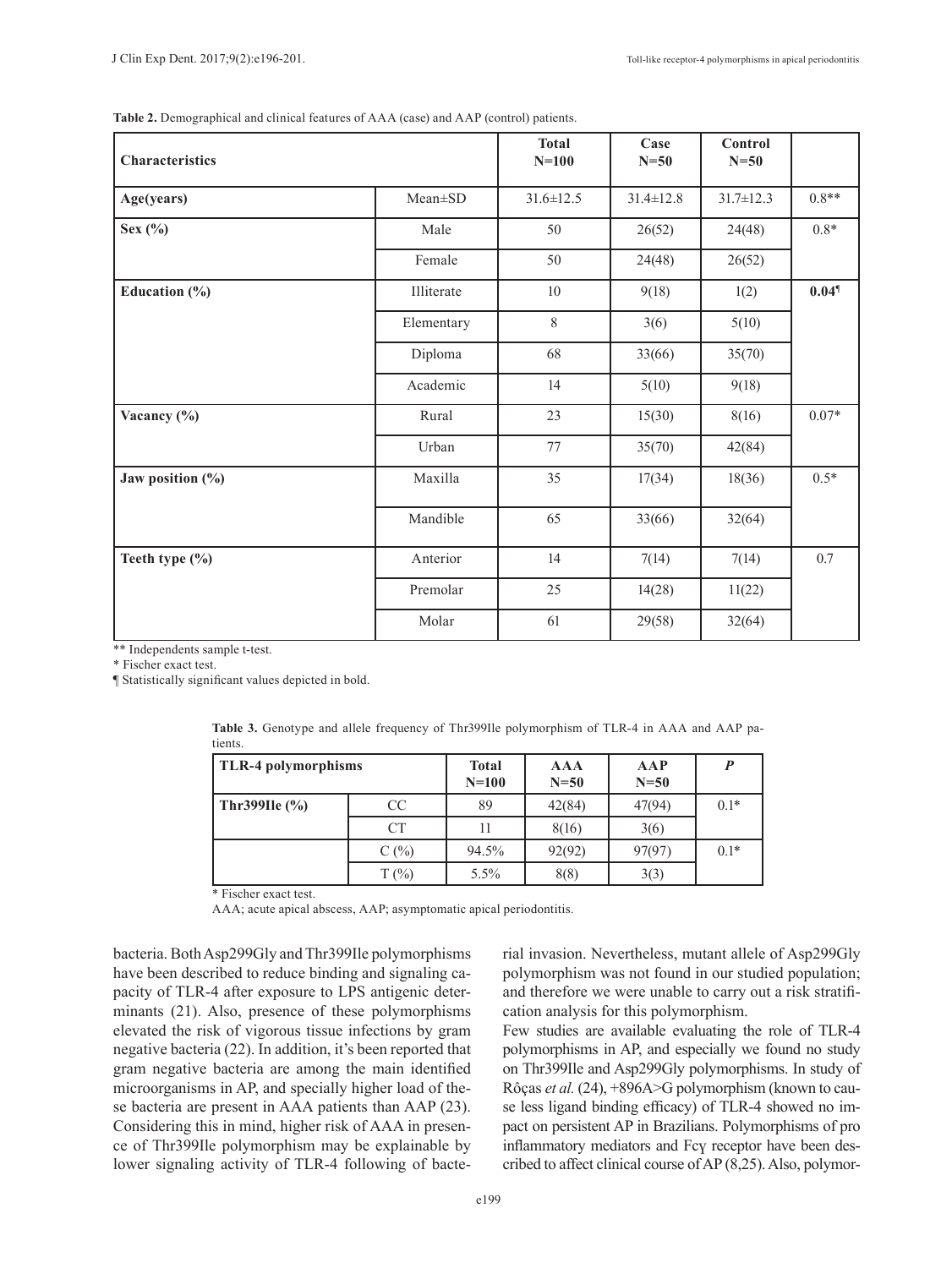**Table 2.** Demographical and clinical features of AAA (case) and AAP (control) patients.

| Characteristics | | Total N=100 | Case N=50 | Control N=50 | |
|---|---|---|---|---|---|
| Age(years) | Mean±SD | 31.6±12.5 | 31.4±12.8 | 31.7±12.3 | 0.8** |
| Sex (%) | Male | 50 | 26(52) | 24(48) | 0.8* |
| | Female | 50 | 24(48) | 26(52) | |
| Education (%) | Illiterate | 10 | 9(18) | 1(2) | **0.04¶** |
| | Elementary | 8 | 3(6) | 5(10) | |
| | Diploma | 68 | 33(66) | 35(70) | |
| | Academic | 14 | 5(10) | 9(18) | |
| Vacancy (%) | Rural | 23 | 15(30) | 8(16) | 0.07* |
| | Urban | 77 | 35(70) | 42(84) | |
| Jaw position (%) | Maxilla | 35 | 17(34) | 18(36) | 0.5* |
| | Mandible | 65 | 33(66) | 32(64) | |
| Teeth type (%) | Anterior | 14 | 7(14) | 7(14) | 0.7 |
| | Premolar | 25 | 14(28) | 11(22) | |
| | Molar | 61 | 29(58) | 32(64) | |

** Independents sample t-test.

* Fischer exact test.

¶ Statistically significant values depicted in bold.

**Table 3.** Genotype and allele frequency of Thr399Ile polymorphism of TLR-4 in AAA and AAP patients.

| TLR-4 polymorphisms | | Total N=100 | AAA N=50 | AAP N=50 | *P* |
|---|---|---|---|---|---|
| Thr399Ile (%) | CC | 89 | 42(84) | 47(94) | 0.1* |
| | CT | 11 | 8(16) | 3(6) | |
| | C (%) | 94.5% | 92(92) | 97(97) | 0.1* |
| | T (%) | 5.5% | 8(8) | 3(3) | |

* Fischer exact test.

AAA; acute apical abscess, AAP; asymptomatic apical periodontitis.

bacteria. Both Asp299Gly and Thr399Ile polymorphisms have been described to reduce binding and signaling capacity of TLR-4 after exposure to LPS antigenic determinants (21). Also, presence of these polymorphisms elevated the risk of vigorous tissue infections by gram negative bacteria (22). In addition, it's been reported that gram negative bacteria are among the main identified microorganisms in AP, and specially higher load of these bacteria are present in AAA patients than AAP (23). Considering this in mind, higher risk of AAA in presence of Thr399Ile polymorphism may be explainable by lower signaling activity of TLR-4 following of bacterial invasion. Nevertheless, mutant allele of Asp299Gly polymorphism was not found in our studied population; and therefore we were unable to carry out a risk stratification analysis for this polymorphism.

Few studies are available evaluating the role of TLR-4 polymorphisms in AP, and especially we found no study on Thr399Ile and Asp299Gly polymorphisms. In study of Rôças *et al.* (24), +896A>G polymorphism (known to cause less ligand binding efficacy) of TLR-4 showed no impact on persistent AP in Brazilians. Polymorphisms of pro inflammatory mediators and Fcγ receptor have been described to affect clinical course of AP (8,25). Also, polymor-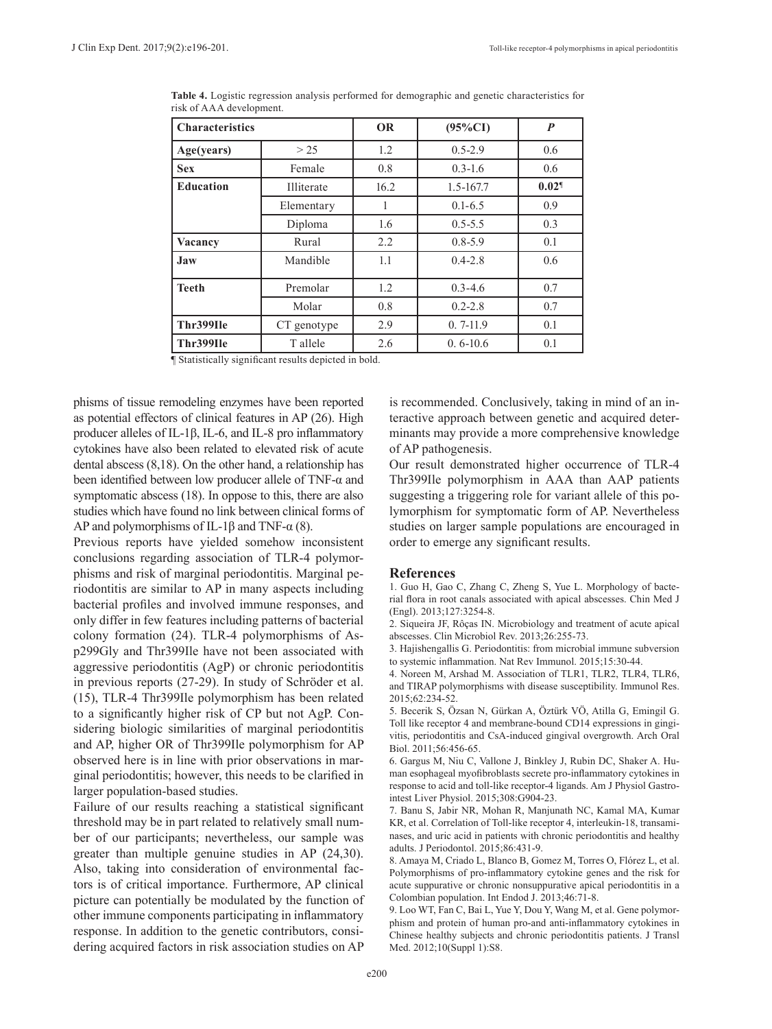**Table 4.** Logistic regression analysis performed for demographic and genetic characteristics for risk of AAA development.

| Characteristics | | OR | (95%CI) | *P* |
|---|---|---|---|---|
| **Age(years)** | > 25 | 1.2 | 0.5-2.9 | 0.6 |
| **Sex** | Female | 0.8 | 0.3-1.6 | 0.6 |
| **Education** | Illiterate | 16.2 | 1.5-167.7 | **0.02¶** |
| | Elementary | 1 | 0.1-6.5 | 0.9 |
| | Diploma | 1.6 | 0.5-5.5 | 0.3 |
| **Vacancy** | Rural | 2.2 | 0.8-5.9 | 0.1 |
| **Jaw** | Mandible | 1.1 | 0.4-2.8 | 0.6 |
| **Teeth** | Premolar | 1.2 | 0.3-4.6 | 0.7 |
| | Molar | 0.8 | 0.2-2.8 | 0.7 |
| **Thr399Ile** | CT genotype | 2.9 | 0. 7-11.9 | 0.1 |
| **Thr399Ile** | T allele | 2.6 | 0. 6-10.6 | 0.1 |

¶ Statistically significant results depicted in bold.

phisms of tissue remodeling enzymes have been reported as potential effectors of clinical features in AP (26). High producer alleles of IL-1β, IL-6, and IL-8 pro inflammatory cytokines have also been related to elevated risk of acute dental abscess (8,18). On the other hand, a relationship has been identified between low producer allele of TNF-α and symptomatic abscess (18). In oppose to this, there are also studies which have found no link between clinical forms of AP and polymorphisms of IL-1β and TNF-α (8).

Previous reports have yielded somehow inconsistent conclusions regarding association of TLR-4 polymorphisms and risk of marginal periodontitis. Marginal periodontitis are similar to AP in many aspects including bacterial profiles and involved immune responses, and only differ in few features including patterns of bacterial colony formation (24). TLR-4 polymorphisms of Asp299Gly and Thr399Ile have not been associated with aggressive periodontitis (AgP) or chronic periodontitis in previous reports (27-29). In study of Schröder et al. (15), TLR-4 Thr399Ile polymorphism has been related to a significantly higher risk of CP but not AgP. Considering biologic similarities of marginal periodontitis and AP, higher OR of Thr399Ile polymorphism for AP observed here is in line with prior observations in marginal periodontitis; however, this needs to be clarified in larger population-based studies.

Failure of our results reaching a statistical significant threshold may be in part related to relatively small number of our participants; nevertheless, our sample was greater than multiple genuine studies in AP (24,30). Also, taking into consideration of environmental factors is of critical importance. Furthermore, AP clinical picture can potentially be modulated by the function of other immune components participating in inflammatory response. In addition to the genetic contributors, considering acquired factors in risk association studies on AP is recommended. Conclusively, taking in mind of an interactive approach between genetic and acquired determinants may provide a more comprehensive knowledge of AP pathogenesis.

Our result demonstrated higher occurrence of TLR-4 Thr399Ile polymorphism in AAA than AAP patients suggesting a triggering role for variant allele of this polymorphism for symptomatic form of AP. Nevertheless studies on larger sample populations are encouraged in order to emerge any significant results.

## References

1. Guo H, Gao C, Zhang C, Zheng S, Yue L. Morphology of bacterial flora in root canals associated with apical abscesses. Chin Med J (Engl). 2013;127:3254-8.
2. Siqueira JF, Rôças IN. Microbiology and treatment of acute apical abscesses. Clin Microbiol Rev. 2013;26:255-73.
3. Hajishengallis G. Periodontitis: from microbial immune subversion to systemic inflammation. Nat Rev Immunol. 2015;15:30-44.
4. Noreen M, Arshad M. Association of TLR1, TLR2, TLR4, TLR6, and TIRAP polymorphisms with disease susceptibility. Immunol Res. 2015;62:234-52.
5. Becerik S, Özsan N, Gürkan A, Öztürk VÖ, Atilla G, Emingil G. Toll like receptor 4 and membrane-bound CD14 expressions in gingivitis, periodontitis and CsA-induced gingival overgrowth. Arch Oral Biol. 2011;56:456-65.
6. Gargus M, Niu C, Vallone J, Binkley J, Rubin DC, Shaker A. Human esophageal myofibroblasts secrete pro-inflammatory cytokines in response to acid and toll-like receptor-4 ligands. Am J Physiol Gastrointest Liver Physiol. 2015;308:G904-23.
7. Banu S, Jabir NR, Mohan R, Manjunath NC, Kamal MA, Kumar KR, et al. Correlation of Toll-like receptor 4, interleukin-18, transaminases, and uric acid in patients with chronic periodontitis and healthy adults. J Periodontol. 2015;86:431-9.
8. Amaya M, Criado L, Blanco B, Gomez M, Torres O, Flórez L, et al. Polymorphisms of pro-inflammatory cytokine genes and the risk for acute suppurative or chronic nonsuppurative apical periodontitis in a Colombian population. Int Endod J. 2013;46:71-8.
9. Loo WT, Fan C, Bai L, Yue Y, Dou Y, Wang M, et al. Gene polymorphism and protein of human pro-and anti-inflammatory cytokines in Chinese healthy subjects and chronic periodontitis patients. J Transl Med. 2012;10(Suppl 1):S8.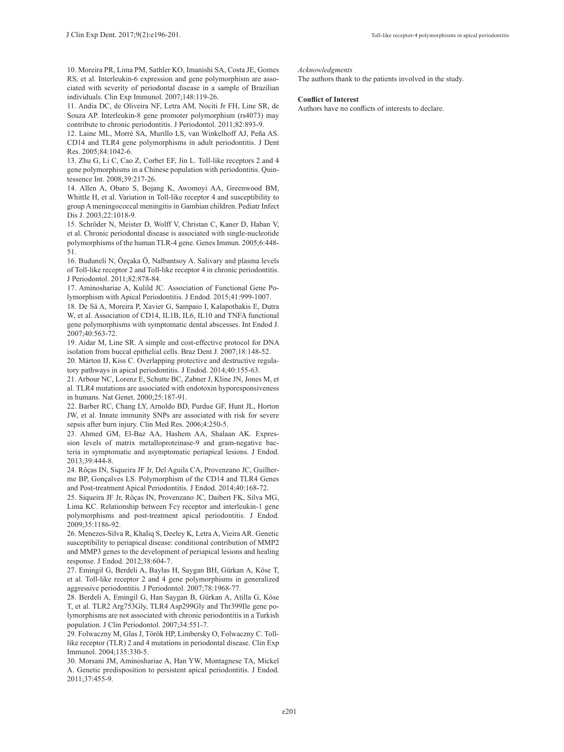10. Moreira PR, Lima PM, Sathler KO, Imanishi SA, Costa JE, Gomes RS, et al. Interleukin-6 expression and gene polymorphism are associated with severity of periodontal disease in a sample of Brazilian individuals. Clin Exp Immunol. 2007;148:119-26.

11. Andia DC, de Oliveira NF, Letra AM, Nociti Jr FH, Line SR, de Souza AP. Interleukin-8 gene promoter polymorphism (rs4073) may contribute to chronic periodontitis. J Periodontol. 2011;82:893-9.

12. Laine ML, Morré SA, Murillo LS, van Winkelhoff AJ, Peña AS. CD14 and TLR4 gene polymorphisms in adult periodontitis. J Dent Res. 2005;84:1042-6.

13. Zhu G, Li C, Cao Z, Corbet EF, Jin L. Toll-like receptors 2 and 4 gene polymorphisms in a Chinese population with periodontitis. Quintessence Int. 2008;39:217-26.

14. Allen A, Obaro S, Bojang K, Awomoyi AA, Greenwood BM, Whittle H, et al. Variation in Toll-like receptor 4 and susceptibility to group A meningococcal meningitis in Gambian children. Pediatr Infect Dis J. 2003;22:1018-9.

15. Schröder N, Meister D, Wolff V, Christan C, Kaner D, Haban V, et al. Chronic periodontal disease is associated with single-nucleotide polymorphisms of the human TLR-4 gene. Genes Immun. 2005;6:448-51.

16. Buduneli N, Özçaka Ö, Nalbantsoy A. Salivary and plasma levels of Toll-like receptor 2 and Toll-like receptor 4 in chronic periodontitis. J Periodontol. 2011;82:878-84.

17. Aminoshariae A, Kulild JC. Association of Functional Gene Polymorphism with Apical Periodontitis. J Endod. 2015;41:999-1007.

18. De Sá A, Moreira P, Xavier G, Sampaio I, Kalapothakis E, Dutra W, et al. Association of CD14, IL1B, IL6, IL10 and TNFA functional gene polymorphisms with symptomatic dental abscesses. Int Endod J. 2007;40:563-72.

19. Aidar M, Line SR. A simple and cost-effective protocol for DNA isolation from buccal epithelial cells. Braz Dent J. 2007;18:148-52.

20. Márton IJ, Kiss C. Overlapping protective and destructive regulatory pathways in apical periodontitis. J Endod. 2014;40:155-63.

21. Arbour NC, Lorenz E, Schutte BC, Zabner J, Kline JN, Jones M, et al. TLR4 mutations are associated with endotoxin hyporesponsiveness in humans. Nat Genet. 2000;25:187-91.

22. Barber RC, Chang LY, Arnoldo BD, Purdue GF, Hunt JL, Horton JW, et al. Innate immunity SNPs are associated with risk for severe sepsis after burn injury. Clin Med Res. 2006;4:250-5.

23. Ahmed GM, El-Baz AA, Hashem AA, Shalaan AK. Expression levels of matrix metalloproteinase-9 and gram-negative bacteria in symptomatic and asymptomatic periapical lesions. J Endod. 2013;39:444-8.

24. Rôças IN, Siqueira JF Jr, Del Aguila CA, Provenzano JC, Guilherme BP, Gonçalves LS. Polymorphism of the CD14 and TLR4 Genes and Post-treatment Apical Periodontitis. J Endod. 2014;40:168-72.

25. Siqueira JF Jr, Rôças IN, Provenzano JC, Daibert FK, Silva MG, Lima KC. Relationship between Fcγ receptor and interleukin-1 gene polymorphisms and post-treatment apical periodontitis. J Endod. 2009;35:1186-92.

26. Menezes-Silva R, Khaliq S, Deeley K, Letra A, Vieira AR. Genetic susceptibility to periapical disease: conditional contribution of MMP2 and MMP3 genes to the development of periapical lesions and healing response. J Endod. 2012;38:604-7.

27. Emingil G, Berdeli A, Baylas H, Saygan BH, Gürkan A, Köse T, et al. Toll-like receptor 2 and 4 gene polymorphisms in generalized aggressive periodontitis. J Periodontol. 2007;78:1968-77.

28. Berdeli A, Emingil G, Han Saygan B, Gürkan A, Atilla G, Köse T, et al. TLR2 Arg753Gly, TLR4 Asp299Gly and Thr399Ile gene polymorphisms are not associated with chronic periodontitis in a Turkish population. J Clin Periodontol. 2007;34:551-7.

29. Folwaczny M, Glas J, Török HP, Limbersky O, Folwaczny C. Toll-like receptor (TLR) 2 and 4 mutations in periodontal disease. Clin Exp Immunol. 2004;135:330-5.

30. Morsani JM, Aminoshariae A, Han YW, Montagnese TA, Mickel A. Genetic predisposition to persistent apical periodontitis. J Endod. 2011;37:455-9.

*Acknowledgments*

The authors thank to the patients involved in the study.

**Conflict of Interest**

Authors have no conflicts of interests to declare.